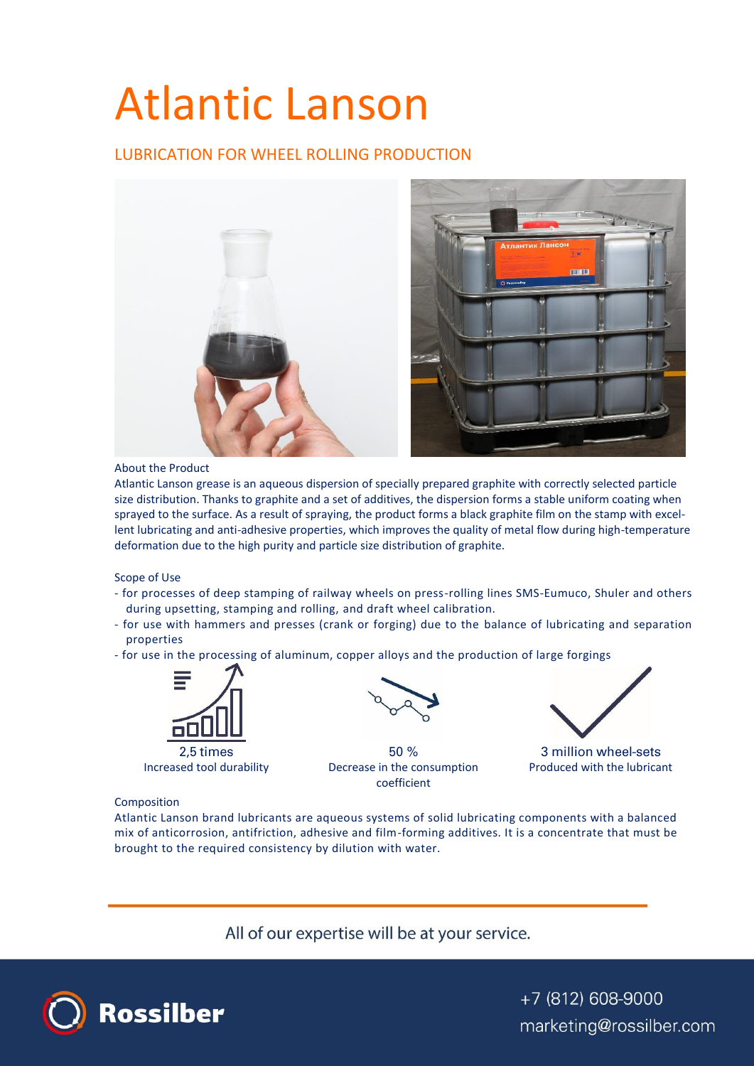# Atlantic Lanson

## LUBRICATION FOR WHEEL ROLLING PRODUCTION

About the Product

Atlantic Lanson grease is an aqueous dispersion of specially prepared graphite with correctly selected particle size distribution. Thanks to graphite and a set of additives, the dispersion forms a stable uniform coating when sprayed to the surface. As a result of spraying, the product forms a black graphite film on the stamp with excellent lubricating and anti-adhesive properties, which improves the quality of metal flow during high-temperature deformation due to the high purity and particle size distribution of graphite.

Scope of Use

- for processes of deep stamping of railway wheels on press-rolling lines SMS-Eumuco, Shuler and others during upsetting, stamping and rolling, and draft wheel calibration.
- for use with hammers and presses (crank or forging) due to the balance of lubricating and separation properties
- for use in the processing of aluminum, copper alloys and the production of large forgings

2,5 times
Increased tool durability

50 %
Decrease in the consumption coefficient

3 million wheel-sets
Produced with the lubricant

Composition

Atlantic Lanson brand lubricants are aqueous systems of solid lubricating components with a balanced mix of anticorrosion, antifriction, adhesive and film-forming additives. It is a concentrate that must be brought to the required consistency by dilution with water.

All of our expertise will be at your service.

Rossilber

+7 (812) 608-9000
marketing@rossilber.com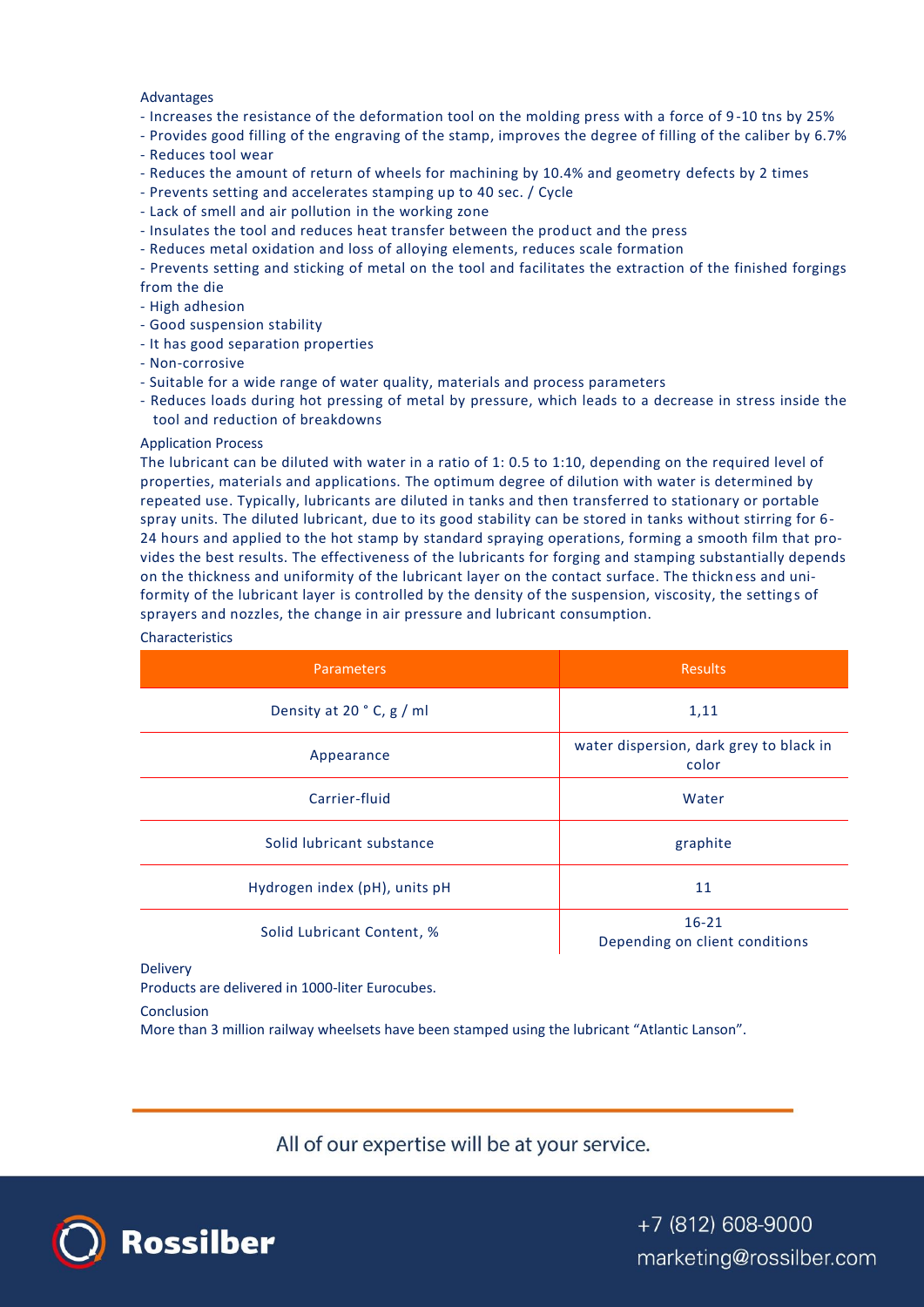## Advantages

- Increases the resistance of the deformation tool on the molding press with a force of 9-10 tns by 25%
- Provides good filling of the engraving of the stamp, improves the degree of filling of the caliber by 6.7%
- Reduces tool wear
- Reduces the amount of return of wheels for machining by 10.4% and geometry defects by 2 times
- Prevents setting and accelerates stamping up to 40 sec. / Cycle
- Lack of smell and air pollution in the working zone
- Insulates the tool and reduces heat transfer between the product and the press
- Reduces metal oxidation and loss of alloying elements, reduces scale formation
- Prevents setting and sticking of metal on the tool and facilitates the extraction of the finished forgings from the die
- High adhesion
- Good suspension stability
- It has good separation properties
- Non-corrosive
- Suitable for a wide range of water quality, materials and process parameters
- Reduces loads during hot pressing of metal by pressure, which leads to a decrease in stress inside the tool and reduction of breakdowns

## Application Process

The lubricant can be diluted with water in a ratio of 1: 0.5 to 1:10, depending on the required level of properties, materials and applications. The optimum degree of dilution with water is determined by repeated use. Typically, lubricants are diluted in tanks and then transferred to stationary or portable spray units. The diluted lubricant, due to its good stability can be stored in tanks without stirring for 6-24 hours and applied to the hot stamp by standard spraying operations, forming a smooth film that provides the best results. The effectiveness of the lubricants for forging and stamping substantially depends on the thickness and uniformity of the lubricant layer on the contact surface. The thickness and uniformity of the lubricant layer is controlled by the density of the suspension, viscosity, the settings of sprayers and nozzles, the change in air pressure and lubricant consumption.

## Characteristics

| Parameters | Results |
|---|---|
| Density at 20 ° C, g / ml | 1,11 |
| Appearance | water dispersion, dark grey to black in color |
| Carrier-fluid | Water |
| Solid lubricant substance | graphite |
| Hydrogen index (pH), units pH | 11 |
| Solid Lubricant Content, % | 16-21<br>Depending on client conditions |

## Delivery

Products are delivered in 1000-liter Eurocubes.

## Conclusion

More than 3 million railway wheelsets have been stamped using the lubricant “Atlantic Lanson”.

All of our expertise will be at your service.

Rossilber

+7 (812) 608-9000

marketing@rossilber.com